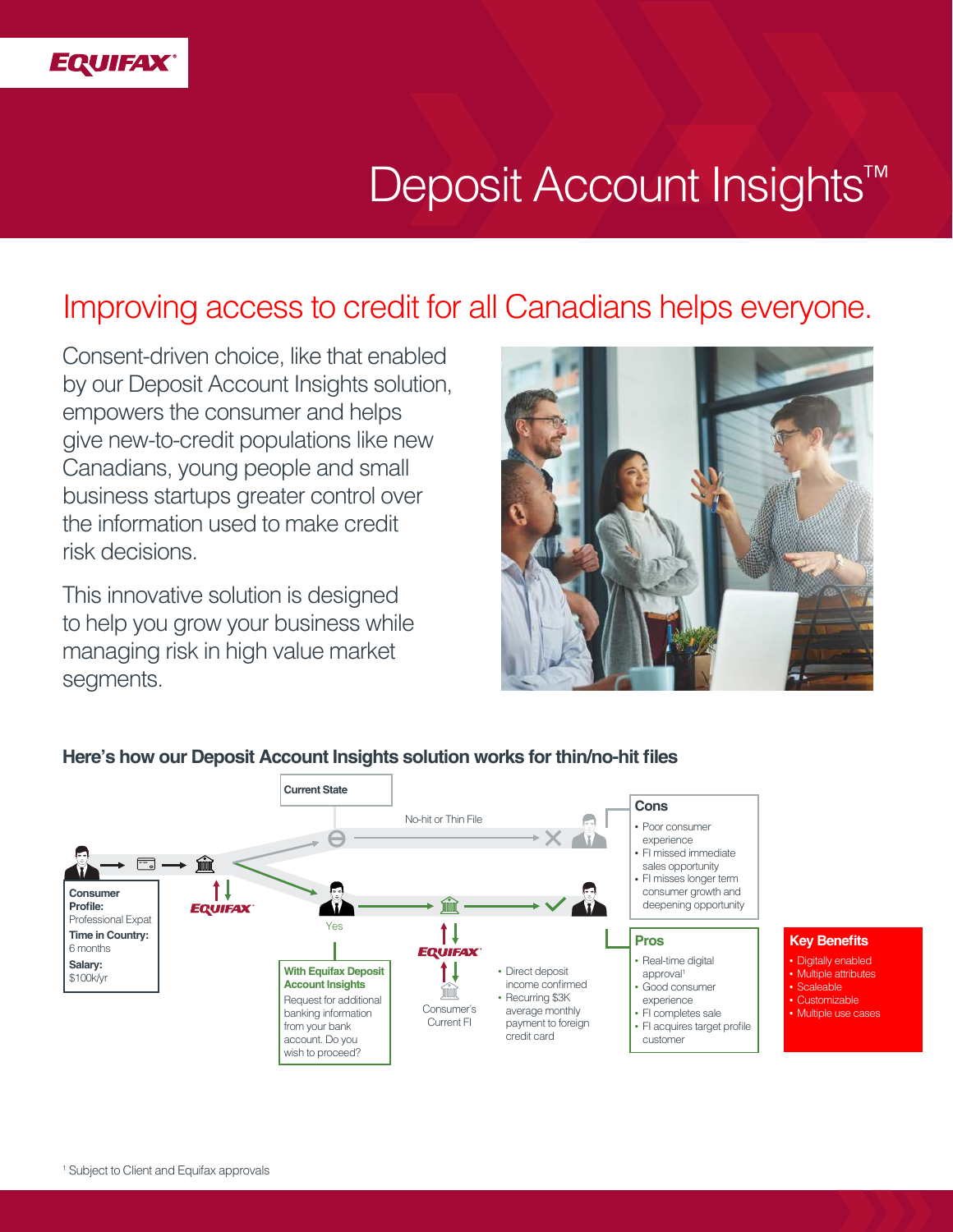# Deposit Account Insights™

## Improving access to credit for all Canadians helps everyone.

Consent-driven choice, like that enabled by our Deposit Account Insights solution, empowers the consumer and helps give new-to-credit populations like new Canadians, young people and small business startups greater control over the information used to make credit risk decisions.

This innovative solution is designed to help you grow your business while managing risk in high value market segments.

### Here's how our Deposit Account Insights solution works for thin/no-hit files

**Consumer Profile:** Professional Expat
**Time in Country:** 6 months
**Salary:** $100k/yr

**Current State**

No-hit or Thin File

**Cons**

- Poor consumer experience
- FI missed immediate sales opportunity
- FI misses longer term consumer growth and deepening opportunity

Yes

**With Equifax Deposit Account Insights**

Request for additional banking information from your bank account. Do you wish to proceed?

EQUIFAX

Consumer's Current FI

- Direct deposit income confirmed
- Recurring $3K average monthly payment to foreign credit card

**Pros**

- Real-time digital approval[1]
- Good consumer experience
- FI completes sale
- FI acquires target profile customer

**Key Benefits**

- Digitally enabled
- Multiple attributes
- Scaleable
- Customizable
- Multiple use cases

[1] Subject to Client and Equifax approvals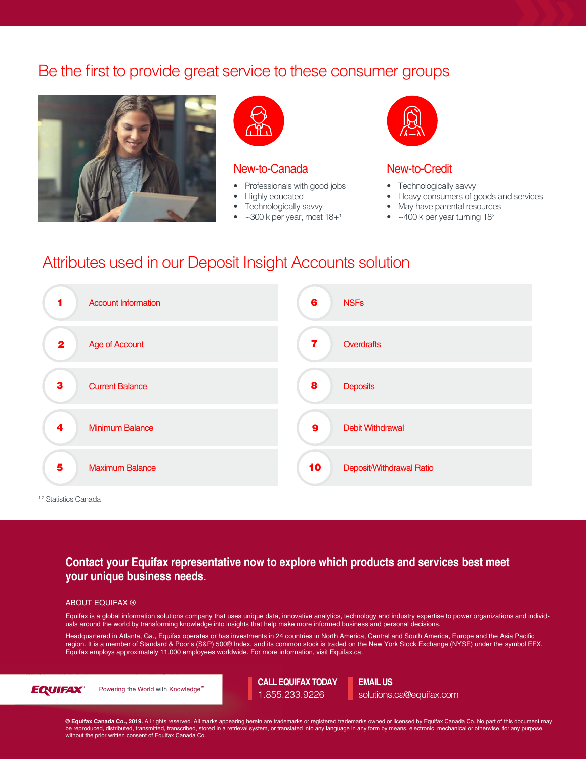# Be the first to provide great service to these consumer groups

## New-to-Canada

- Professionals with good jobs
- Highly educated
- Technologically savvy
- ~300 k per year, most 18+[1]

## New-to-Credit

- Technologically savvy
- Heavy consumers of goods and services
- May have parental resources
- ~400 k per year turning 18[2]

# Attributes used in our Deposit Insight Accounts solution

1. Account Information
2. Age of Account
3. Current Balance
4. Minimum Balance
5. Maximum Balance
6. NSFs
7. Overdrafts
8. Deposits
9. Debit Withdrawal
10. Deposit/Withdrawal Ratio

[1,2] Statistics Canada

**Contact your Equifax representative now to explore which products and services best meet your unique business needs.**

ABOUT EQUIFAX ®

Equifax is a global information solutions company that uses unique data, innovative analytics, technology and industry expertise to power organizations and individuals around the world by transforming knowledge into insights that help make more informed business and personal decisions.

Headquartered in Atlanta, Ga., Equifax operates or has investments in 24 countries in North America, Central and South America, Europe and the Asia Pacific region. It is a member of Standard & Poor's (S&P) 500® Index, and its common stock is traded on the New York Stock Exchange (NYSE) under the symbol EFX. Equifax employs approximately 11,000 employees worldwide. For more information, visit Equifax.ca.

EQUIFAX | Powering the World with Knowledge™

**CALL EQUIFAX TODAY**
1.855.233.9226

**EMAIL US**
solutions.ca@equifax.com

**© Equifax Canada Co., 2019.** All rights reserved. All marks appearing herein are trademarks or registered trademarks owned or licensed by Equifax Canada Co. No part of this document may be reproduced, distributed, transmitted, transcribed, stored in a retrieval system, or translated into any language in any form by means, electronic, mechanical or otherwise, for any purpose, without the prior written consent of Equifax Canada Co.